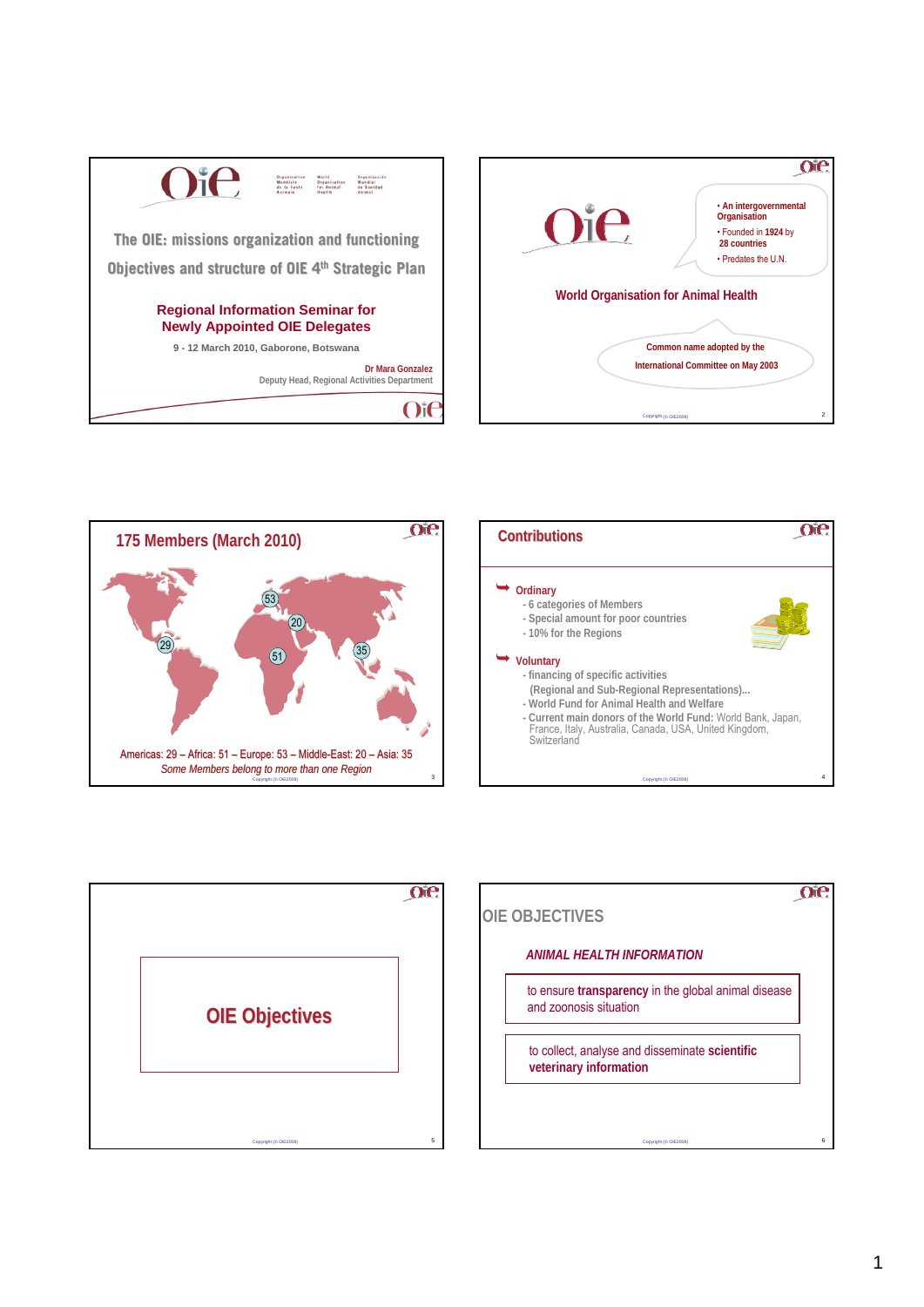# The OIE: missions organization and functioning

## Objectives and structure of OIE 4th Strategic Plan

**Regional Information Seminar for Newly Appointed OIE Delegates**

9 - 12 March 2010, Gaborone, Botswana

Dr Mara Gonzalez
Deputy Head, Regional Activities Department

---

- An intergovernmental Organisation
- Founded in **1924** by **28 countries**
- Predates the U.N.

**World Organisation for Animal Health**

Common name adopted by the International Committee on May 2003

---

## 175 Members (March 2010)

Americas: 29 – Africa: 51 – Europe: 53 – Middle-East: 20 – Asia: 35

*Some Members belong to more than one Region*

---

## Contributions

- **Ordinary**
  - 6 categories of Members
  - Special amount for poor countries
  - 10% for the Regions
- **Voluntary**
  - financing of specific activities (Regional and Sub-Regional Representations)...
  - World Fund for Animal Health and Welfare
  - **Current main donors of the World Fund:** World Bank, Japan, France, Italy, Australia, Canada, USA, United Kingdom, Switzerland

---

## OIE Objectives

---

## OIE OBJECTIVES

*ANIMAL HEALTH INFORMATION*

- to ensure **transparency** in the global animal disease and zoonosis situation
- to collect, analyse and disseminate **scientific veterinary information**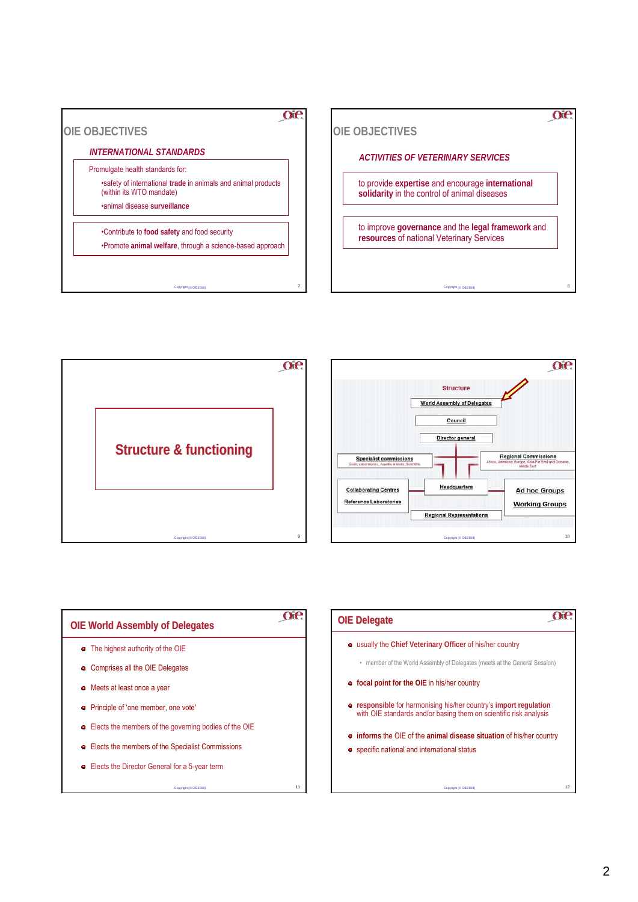## OIE OBJECTIVES

### *INTERNATIONAL STANDARDS*

Promulgate health standards for:

- safety of international **trade** in animals and animal products (within its WTO mandate)
- animal disease **surveillance**

- Contribute to **food safety** and food security
- Promote **animal welfare**, through a science-based approach

## OIE OBJECTIVES

### *ACTIVITIES OF VETERINARY SERVICES*

to provide **expertise** and encourage **international solidarity** in the control of animal diseases

to improve **governance** and the **legal framework** and **resources** of national Veterinary Services

## Structure & functioning

## Structure

- World Assembly of Delegates
- Council
- Director general
- Specialist commissions (Code, Laboratories, Aquatic animals, Scientific)
- Regional Commissions (Africa, Americas, Europe, Asia-Far East and Oceania, Middle East)
- Collaborating Centres
- Reference Laboratories
- Headquarters
- Ad hoc Groups
- Working Groups
- Regional Representations

## OIE World Assembly of Delegates

- The highest authority of the OIE
- Comprises all the OIE Delegates
- Meets at least once a year
- Principle of 'one member, one vote'
- Elects the members of the governing bodies of the OIE
- Elects the members of the Specialist Commissions
- Elects the Director General for a 5-year term

## OIE Delegate

- usually the **Chief Veterinary Officer** of his/her country
  - member of the World Assembly of Delegates (meets at the General Session)
- **focal point for the OIE** in his/her country
- **responsible** for harmonising his/her country's **import regulation** with OIE standards and/or basing them on scientific risk analysis
- **informs** the OIE of the **animal disease situation** of his/her country
- specific national and international status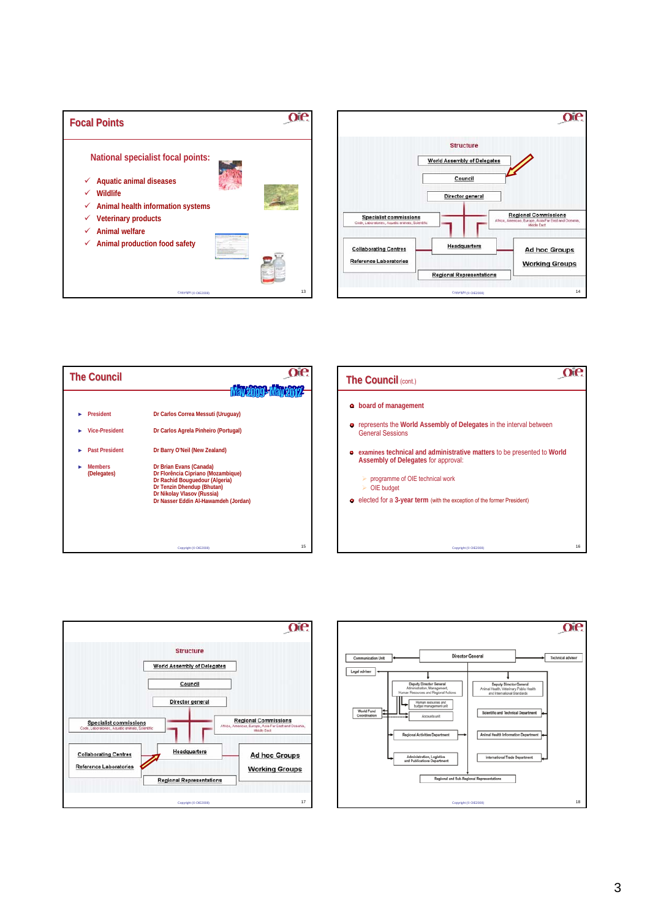## Focal Points

### National specialist focal points:

- ✓ Aquatic animal diseases
- ✓ Wildlife
- ✓ Animal health information systems
- ✓ Veterinary products
- ✓ Animal welfare
- ✓ Animal production food safety

---

### Structure

- World Assembly of Delegates
- Council
- Director general
- Specialist commissions (Code, Laboratories, Aquatic animals, Scientific)
- Regional Commissions (Africa, Americas, Europe, Asia-Far East and Oceania, Middle East)
- Collaborating Centres
- Reference Laboratories
- Headquarters
- Ad hoc Groups
- Working Groups
- Regional Representations

---

## The Council

May 2009 - May 2012

| | |
|---|---|
| President | Dr Carlos Correa Messuti (Uruguay) |
| Vice-President | Dr Carlos Agrela Pinheiro (Portugal) |
| Past President | Dr Barry O'Neil (New Zealand) |
| Members (Delegates) | Dr Brian Evans (Canada)<br>Dr Florência Cipriano (Mozambique)<br>Dr Rachid Bouguedour (Algeria)<br>Dr Tenzin Dhendup (Bhutan)<br>Dr Nikolay Vlasov (Russia)<br>Dr Nasser Eddin Al-Hawamdeh (Jordan) |

---

## The Council (cont.)

- board of management
- represents the **World Assembly of Delegates** in the interval between General Sessions
- **examines technical and administrative matters** to be presented to **World Assembly of Delegates** for approval:
  - programme of OIE technical work
  - OIE budget
- elected for a **3-year term** (with the exception of the former President)

---

### Structure

- World Assembly of Delegates
- Council
- Director general
- Specialist commissions (Code, Laboratories, Aquatic animals, Scientific)
- Regional Commissions (Africa, Americas, Europe, Asia-Far East and Oceania, Middle East)
- Collaborating Centres
- Reference Laboratories
- Headquarters
- Ad hoc Groups
- Working Groups
- Regional Representations

---

- Director General
- Communication Unit
- Technical advisor
- Legal advisor
- World Fund Coordination
- Deputy Director General (Administration, Management, Human Resources and Regional Actions)
- Human resources and budget management unit
- Accounts unit
- Regional Activities Department
- Administration, Logistics and Publications Department
- Deputy Director General (Animal Health, Veterinary Public Health and International Standards)
- Scientific and Technical Department
- Animal Health Information Department
- International Trade Department
- Regional and Sub-Regional Representations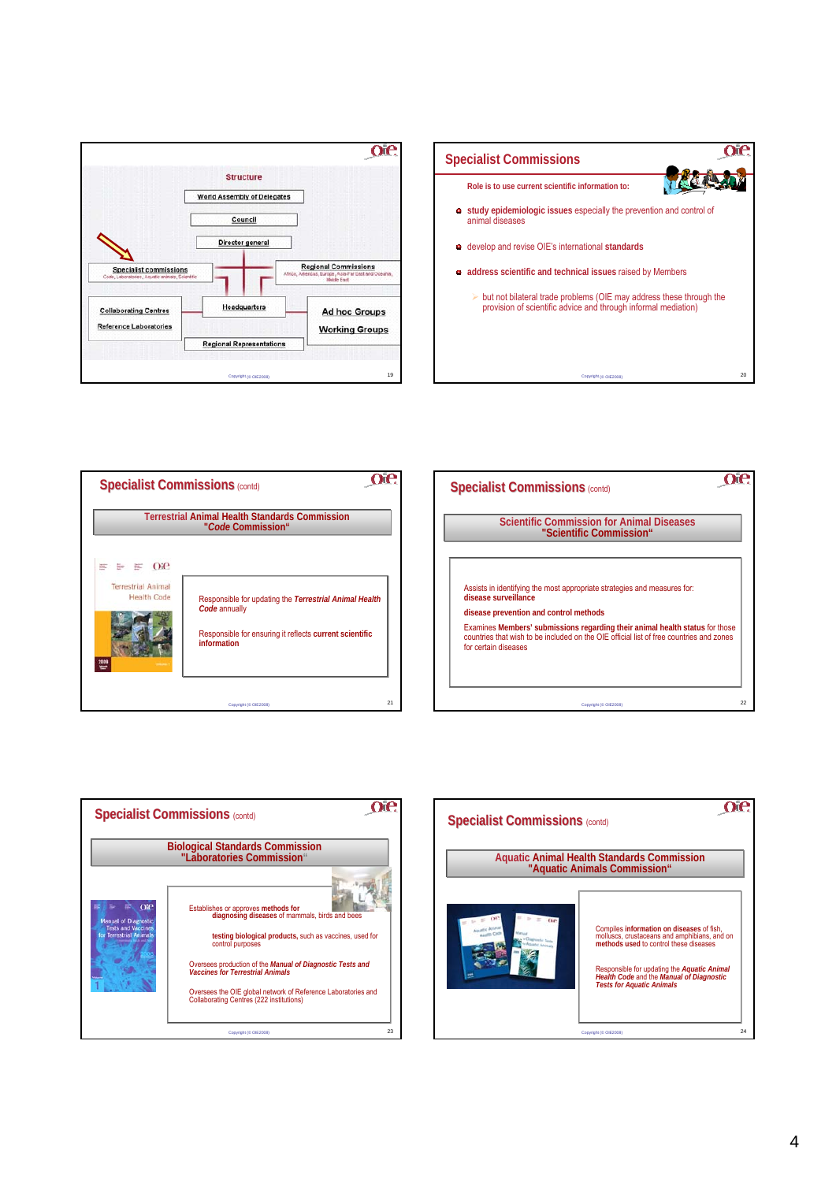## Structure

- World Assembly of Delegates
- Council
- Director general
- Specialist commissions (Code, Laboratories, Aquatic animals, Scientific)
- Regional Commissions (Africa, Americas, Europe, Asia-Far East and Oceania, Middle East)
- Collaborating Centres
- Reference Laboratories
- Headquarters
- Ad hoc Groups
- Working Groups
- Regional Representations

## Specialist Commissions

Role is to use current scientific information to:

- **study epidemiologic issues** especially the prevention and control of animal diseases
- develop and revise OIE's international **standards**
- **address scientific and technical issues** raised by Members
  - but not bilateral trade problems (OIE may address these through the provision of scientific advice and through informal mediation)

## Specialist Commissions (contd)

**Terrestrial Animal Health Standards Commission "*Code* Commission"**

Terrestrial Animal Health Code

Responsible for updating the ***Terrestrial Animal Health Code*** annually

Responsible for ensuring it reflects **current scientific information**

## Specialist Commissions (contd)

**Scientific Commission for Animal Diseases "Scientific Commission"**

Assists in identifying the most appropriate strategies and measures for: **disease surveillance**

**disease prevention and control methods**

Examines **Members' submissions regarding their animal health status** for those countries that wish to be included on the OIE official list of free countries and zones for certain diseases

## Specialist Commissions (contd)

**Biological Standards Commission "Laboratories Commission"**

Manual of Diagnostic Tests and Vaccines for Terrestrial Animals

Establishes or approves **methods for diagnosing diseases** of mammals, birds and bees

**testing biological products,** such as vaccines, used for control purposes

Oversees production of the ***Manual of Diagnostic Tests and Vaccines for Terrestrial Animals***

Oversees the OIE global network of Reference Laboratories and Collaborating Centres (222 institutions)

## Specialist Commissions (contd)

**Aquatic Animal Health Standards Commission "Aquatic Animals Commission"**

Compiles **information on diseases** of fish, molluscs, crustaceans and amphibians, and on **methods used** to control these diseases

Responsible for updating the ***Aquatic Animal Health Code*** and the ***Manual of Diagnostic Tests for Aquatic Animals***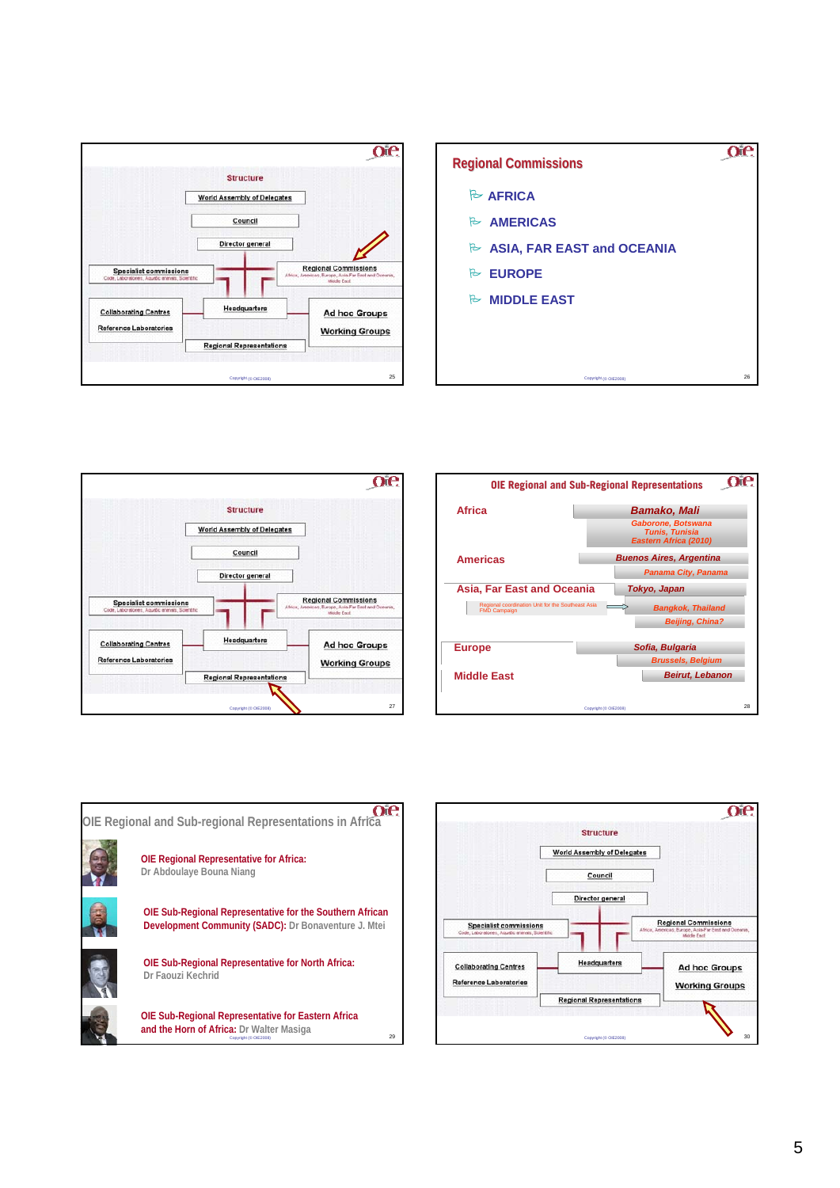## Structure

- World Assembly of Delegates
- Council
- Director general
- Specialist commissions (Code, Laboratories, Aquatic animals, Scientific)
- Regional Commissions (Africa, Americas, Europe, Asia-Far East and Oceania, Middle East)
- Collaborating Centres
- Reference Laboratories
- Headquarters
- Ad hoc Groups
- Working Groups
- Regional Representations

Copyright (© OIE2008)

## Regional Commissions

- AFRICA
- AMERICAS
- ASIA, FAR EAST and OCEANIA
- EUROPE
- MIDDLE EAST

Copyright (© OIE2008)

## Structure

- World Assembly of Delegates
- Council
- Director general
- Specialist commissions (Code, Laboratories, Aquatic animals, Scientific)
- Regional Commissions (Africa, Americas, Europe, Asia-Far East and Oceania, Middle East)
- Collaborating Centres
- Reference Laboratories
- Headquarters
- Ad hoc Groups
- Working Groups
- Regional Representations

Copyright (© OIE2008)

## OIE Regional and Sub-Regional Representations

**Africa**
- *Bamako, Mali*
- *Gaborone, Botswana*
- *Tunis, Tunisia*
- *Eastern Africa (2010)*

**Americas**
- *Buenos Aires, Argentina*
- *Panama City, Panama*

**Asia, Far East and Oceania**
- *Tokyo, Japan*
- Regional coordination Unit for the Southeast Asia FMD Campaign → *Bangkok, Thailand*
- *Beijing, China?*

**Europe**
- *Sofia, Bulgaria*
- *Brussels, Belgium*

**Middle East**
- *Beirut, Lebanon*

Copyright (© OIE2008)

## OIE Regional and Sub-regional Representations in Africa

**OIE Regional Representative for Africa:** Dr Abdoulaye Bouna Niang

**OIE Sub-Regional Representative for the Southern African Development Community (SADC):** Dr Bonaventure J. Mtei

**OIE Sub-Regional Representative for North Africa:** Dr Faouzi Kechrid

**OIE Sub-Regional Representative for Eastern Africa and the Horn of Africa:** Dr Walter Masiga

Copyright (© OIE2008)

## Structure

- World Assembly of Delegates
- Council
- Director general
- Specialist commissions (Code, Laboratories, Aquatic animals, Scientific)
- Regional Commissions (Africa, Americas, Europe, Asia-Far East and Oceania, Middle East)
- Collaborating Centres
- Reference Laboratories
- Headquarters
- Ad hoc Groups
- Working Groups
- Regional Representations

Copyright (© OIE2008)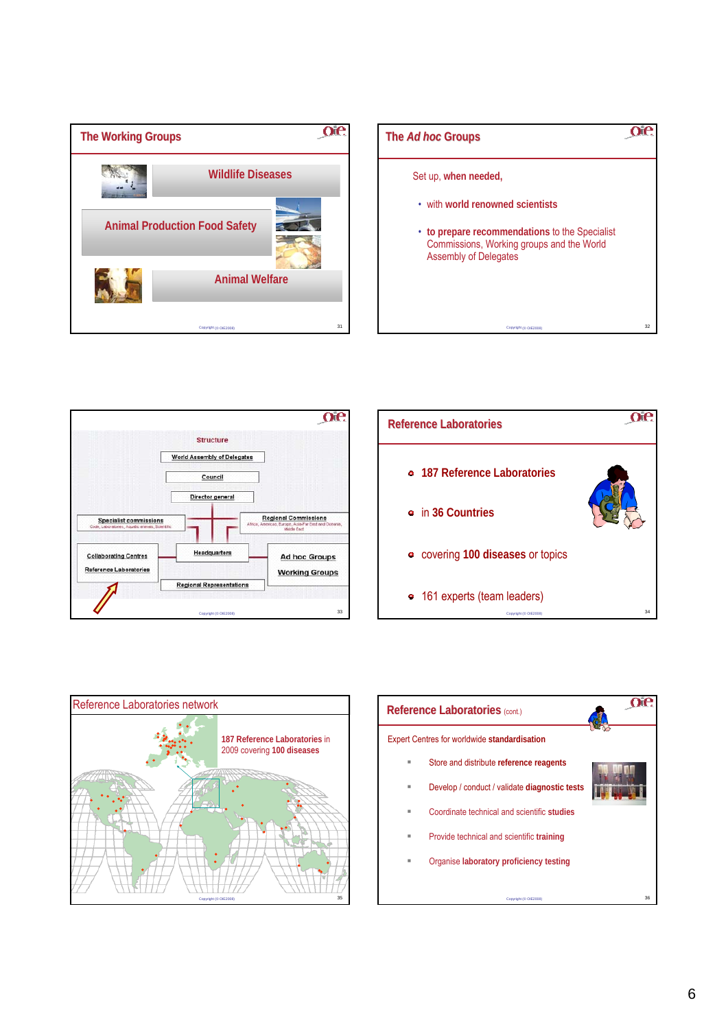## The Working Groups

Wildlife Diseases

Animal Production Food Safety

Animal Welfare

## The *Ad hoc* Groups

Set up, **when needed,**

- with **world renowned scientists**
- **to prepare recommendations** to the Specialist Commissions, Working groups and the World Assembly of Delegates

## Structure

World Assembly of Delegates

Council

Director general

Specialist commissions
Code, Laboratories, Aquatic animals, Scientific

Regional Commissions
Africa, Americas, Europe, Asia-Far East and Oceania, Middle East

Collaborating Centres
Reference Laboratories

Headquarters

Ad hoc Groups
Working Groups

Regional Representations

## Reference Laboratories

- **187 Reference Laboratories**
- in **36 Countries**
- covering **100 diseases** or topics
- 161 experts (team leaders)

## Reference Laboratories network

**187 Reference Laboratories** in 2009 covering **100 diseases**

## Reference Laboratories (cont.)

Expert Centres for worldwide **standardisation**

- Store and distribute **reference reagents**
- Develop / conduct / validate **diagnostic tests**
- Coordinate technical and scientific **studies**
- Provide technical and scientific **training**
- Organise **laboratory proficiency testing**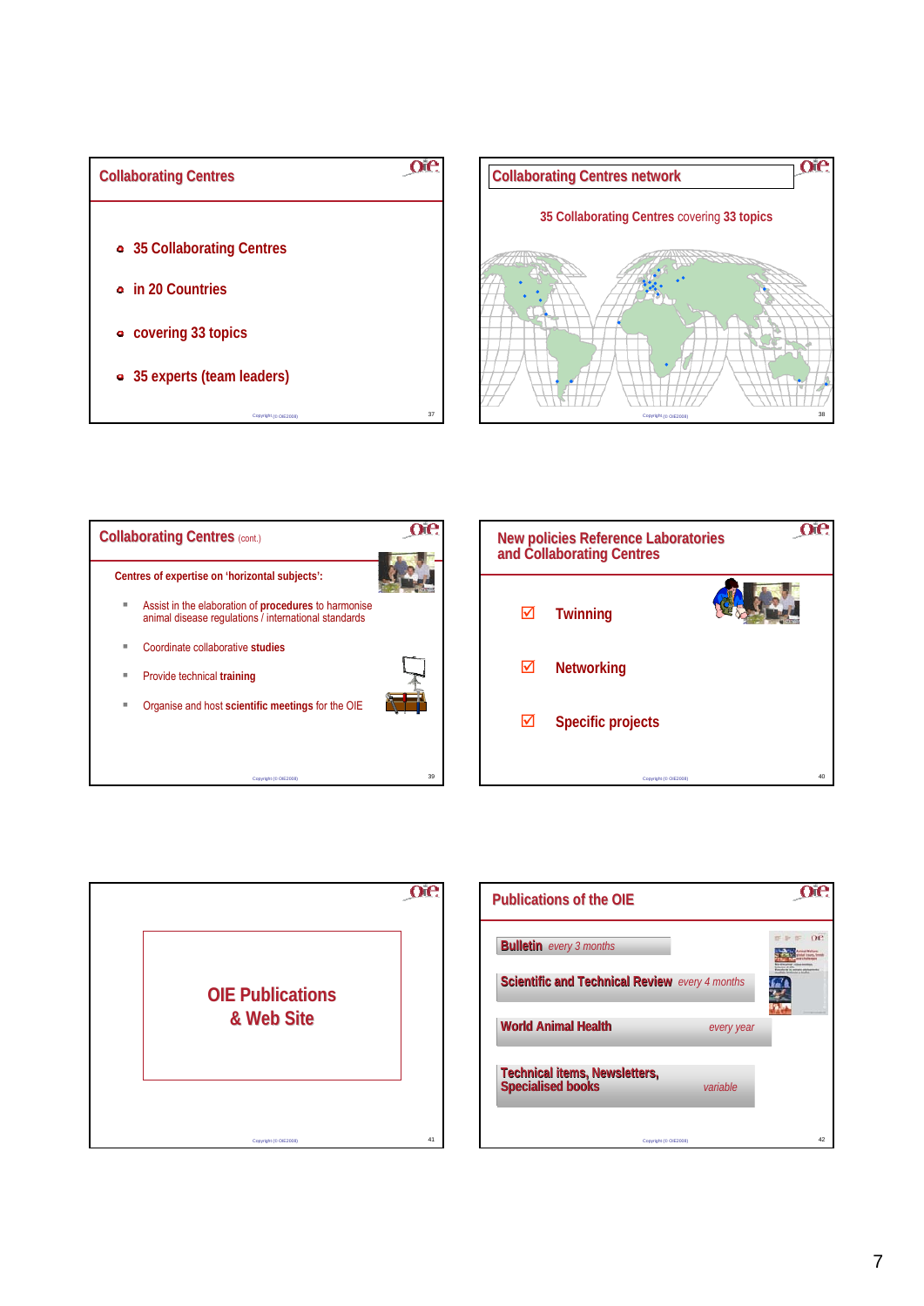## Collaborating Centres

- 35 Collaborating Centres
- in 20 Countries
- covering 33 topics
- 35 experts (team leaders)

## Collaborating Centres network

35 Collaborating Centres covering 33 topics

## Collaborating Centres (cont.)

Centres of expertise on 'horizontal subjects':

- Assist in the elaboration of **procedures** to harmonise animal disease regulations / international standards
- Coordinate collaborative **studies**
- Provide technical **training**
- Organise and host **scientific meetings** for the OIE

## New policies Reference Laboratories and Collaborating Centres

- ☑ Twinning
- ☑ Networking
- ☑ Specific projects

## OIE Publications & Web Site

## Publications of the OIE

- **Bulletin** *every 3 months*
- **Scientific and Technical Review** *every 4 months*
- **World Animal Health** *every year*
- **Technical items, Newsletters, Specialised books** *variable*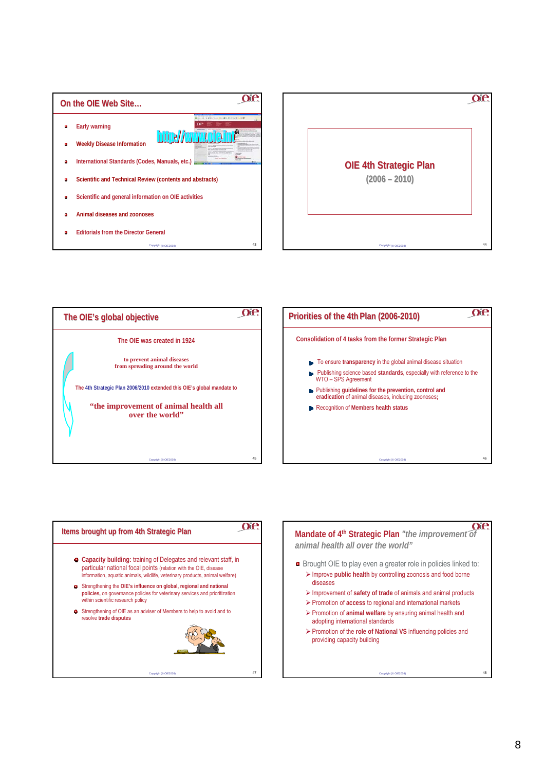## On the OIE Web Site…

http://www.oie.int

- Early warning
- Weekly Disease Information
- International Standards (Codes, Manuals, etc.)
- Scientific and Technical Review (contents and abstracts)
- Scientific and general information on OIE activities
- Animal diseases and zoonoses
- Editorials from the Director General

Copyright (© OIE2008)

## OIE 4th Strategic Plan

(2006 – 2010)

Copyright (© OIE2008)

## The OIE's global objective

The OIE was created in 1924

to prevent animal diseases from spreading around the world

The 4th Strategic Plan 2006/2010 extended this OIE's global mandate to

**"the improvement of animal health all over the world"**

Copyright (© OIE2008)

## Priorities of the 4th Plan (2006-2010)

Consolidation of 4 tasks from the former Strategic Plan

- To ensure **transparency** in the global animal disease situation
- Publishing science based **standards**, especially with reference to the WTO – SPS Agreement
- Publishing **guidelines for the prevention, control and eradication** of animal diseases, including zoonoses;
- Recognition of **Members health status**

Copyright (© OIE2008)

## Items brought up from 4th Strategic Plan

- **Capacity building:** training of Delegates and relevant staff, in particular national focal points (relation with the OIE, disease information, aquatic animals, wildlife, veterinary products, animal welfare)
- Strengthening the **OIE's influence on global, regional and national policies,** on governance policies for veterinary services and prioritization within scientific research policy
- Strengthening of OIE as an adviser of Members to help to avoid and to resolve **trade disputes**

Copyright (© OIE2008)

## Mandate of 4th Strategic Plan *"the improvement of animal health all over the world"*

- Brought OIE to play even a greater role in policies linked to:
  - Improve **public health** by controlling zoonosis and food borne diseases
  - Improvement of **safety of trade** of animals and animal products
  - Promotion of **access** to regional and international markets
  - Promotion of **animal welfare** by ensuring animal health and adopting international standards
  - Promotion of the **role of National VS** influencing policies and providing capacity building

Copyright (© OIE2008)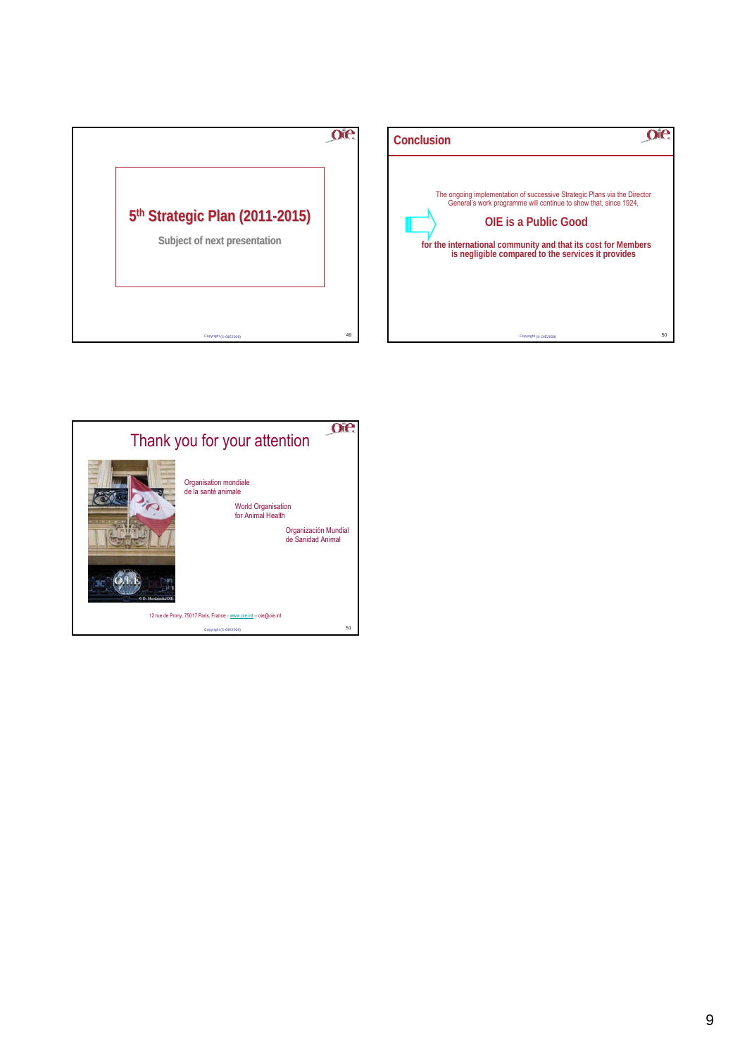## 5th Strategic Plan (2011-2015)

Subject of next presentation

Copyright (© OIE2008)

## Conclusion

The ongoing implementation of successive Strategic Plans via the Director General's work programme will continue to show that, since 1924,

**OIE is a Public Good**

**for the international community and that its cost for Members is negligible compared to the services it provides**

Copyright (© OIE2008)

## Thank you for your attention

Organisation mondiale de la santé animale

World Organisation for Animal Health

Organización Mundial de Sanidad Animal

© D. Mordzinski/OIE

12 rue de Prony, 75017 Paris, France - www.oie.int – oie@oie.int

Copyright (© OIE2008)